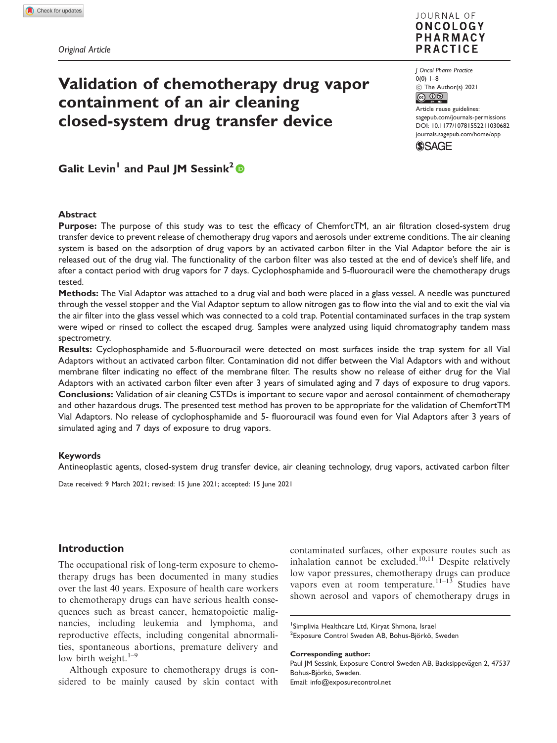Original Article

# Validation of chemotherapy drug vapor containment of an air cleaning closed-system drug transfer device

Galit Levin[1] and Paul JM Sessink[2]

## Abstract

**Purpose:** The purpose of this study was to test the efficacy of ChemfortTM, an air filtration closed-system drug transfer device to prevent release of chemotherapy drug vapors and aerosols under extreme conditions. The air cleaning system is based on the adsorption of drug vapors by an activated carbon filter in the Vial Adaptor before the air is released out of the drug vial. The functionality of the carbon filter was also tested at the end of device's shelf life, and after a contact period with drug vapors for 7 days. Cyclophosphamide and 5-fluorouracil were the chemotherapy drugs tested.

**Methods:** The Vial Adaptor was attached to a drug vial and both were placed in a glass vessel. A needle was punctured through the vessel stopper and the Vial Adaptor septum to allow nitrogen gas to flow into the vial and to exit the vial via the air filter into the glass vessel which was connected to a cold trap. Potential contaminated surfaces in the trap system were wiped or rinsed to collect the escaped drug. Samples were analyzed using liquid chromatography tandem mass spectrometry.

**Results:** Cyclophosphamide and 5-fluorouracil were detected on most surfaces inside the trap system for all Vial Adaptors without an activated carbon filter. Contamination did not differ between the Vial Adaptors with and without membrane filter indicating no effect of the membrane filter. The results show no release of either drug for the Vial Adaptors with an activated carbon filter even after 3 years of simulated aging and 7 days of exposure to drug vapors.

**Conclusions:** Validation of air cleaning CSTDs is important to secure vapor and aerosol containment of chemotherapy and other hazardous drugs. The presented test method has proven to be appropriate for the validation of ChemfortTM Vial Adaptors. No release of cyclophosphamide and 5- fluorouracil was found even for Vial Adaptors after 3 years of simulated aging and 7 days of exposure to drug vapors.

### Keywords

Antineoplastic agents, closed-system drug transfer device, air cleaning technology, drug vapors, activated carbon filter

Date received: 9 March 2021; revised: 15 June 2021; accepted: 15 June 2021

## Introduction

The occupational risk of long-term exposure to chemotherapy drugs has been documented in many studies over the last 40 years. Exposure of health care workers to chemotherapy drugs can have serious health consequences such as breast cancer, hematopoietic malignancies, including leukemia and lymphoma, and reproductive effects, including congenital abnormalities, spontaneous abortions, premature delivery and low birth weight.[1–9]

Although exposure to chemotherapy drugs is considered to be mainly caused by skin contact with contaminated surfaces, other exposure routes such as inhalation cannot be excluded.[10,11] Despite relatively low vapor pressures, chemotherapy drugs can produce vapors even at room temperature.[11–13] Studies have shown aerosol and vapors of chemotherapy drugs in

[1]Simplivia Healthcare Ltd, Kiryat Shmona, Israel
[2]Exposure Control Sweden AB, Bohus-Björkö, Sweden

**Corresponding author:**
Paul JM Sessink, Exposure Control Sweden AB, Backsippevägen 2, 47537 Bohus-Björkö, Sweden.
Email: info@exposurecontrol.net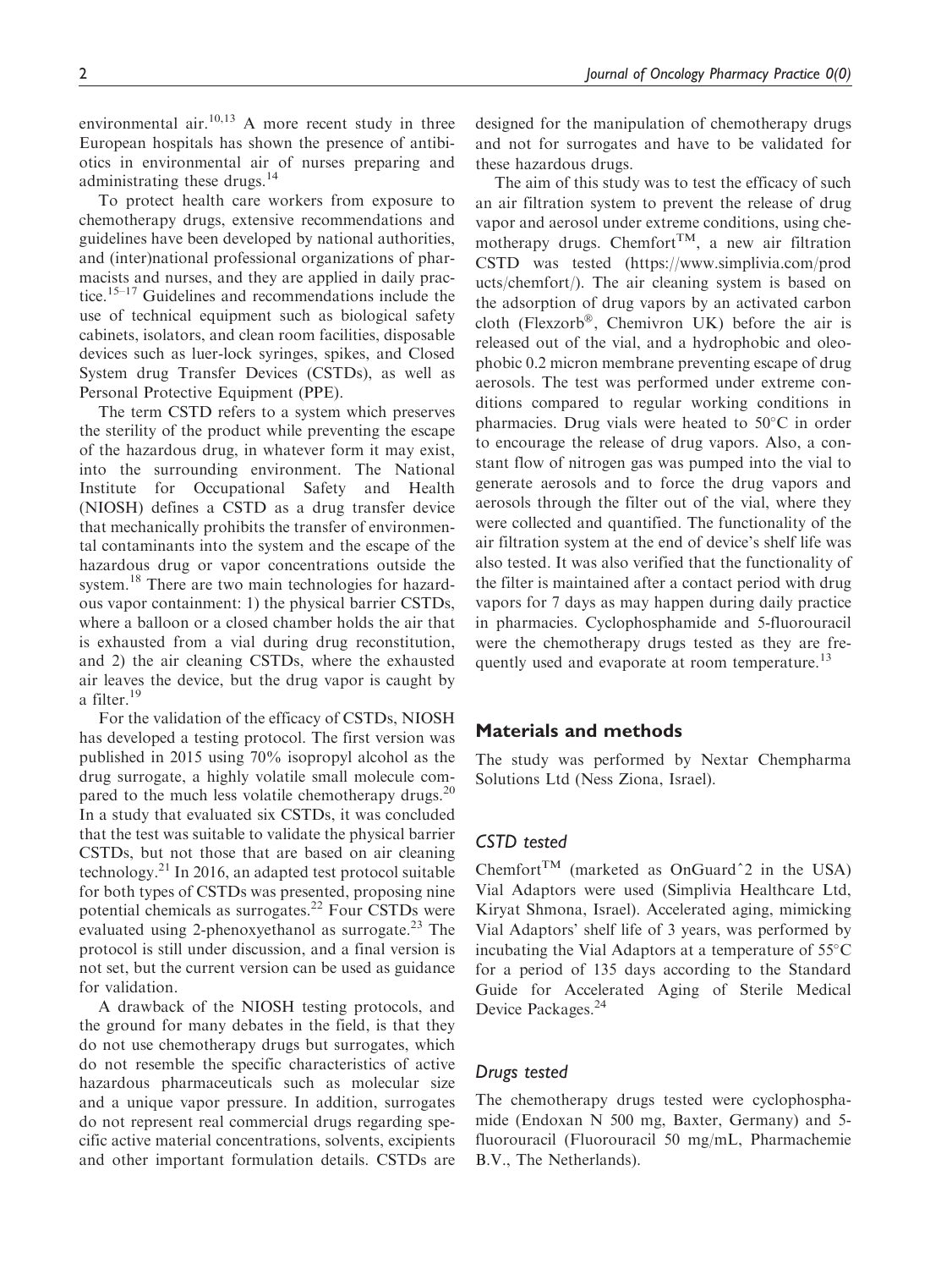environmental air.[10,13] A more recent study in three European hospitals has shown the presence of antibiotics in environmental air of nurses preparing and administrating these drugs.[14]

To protect health care workers from exposure to chemotherapy drugs, extensive recommendations and guidelines have been developed by national authorities, and (inter)national professional organizations of pharmacists and nurses, and they are applied in daily practice.[15–17] Guidelines and recommendations include the use of technical equipment such as biological safety cabinets, isolators, and clean room facilities, disposable devices such as luer-lock syringes, spikes, and Closed System drug Transfer Devices (CSTDs), as well as Personal Protective Equipment (PPE).

The term CSTD refers to a system which preserves the sterility of the product while preventing the escape of the hazardous drug, in whatever form it may exist, into the surrounding environment. The National Institute for Occupational Safety and Health (NIOSH) defines a CSTD as a drug transfer device that mechanically prohibits the transfer of environmental contaminants into the system and the escape of the hazardous drug or vapor concentrations outside the system.[18] There are two main technologies for hazardous vapor containment: 1) the physical barrier CSTDs, where a balloon or a closed chamber holds the air that is exhausted from a vial during drug reconstitution, and 2) the air cleaning CSTDs, where the exhausted air leaves the device, but the drug vapor is caught by a filter.[19]

For the validation of the efficacy of CSTDs, NIOSH has developed a testing protocol. The first version was published in 2015 using 70% isopropyl alcohol as the drug surrogate, a highly volatile small molecule compared to the much less volatile chemotherapy drugs.[20] In a study that evaluated six CSTDs, it was concluded that the test was suitable to validate the physical barrier CSTDs, but not those that are based on air cleaning technology.[21] In 2016, an adapted test protocol suitable for both types of CSTDs was presented, proposing nine potential chemicals as surrogates.[22] Four CSTDs were evaluated using 2-phenoxyethanol as surrogate.[23] The protocol is still under discussion, and a final version is not set, but the current version can be used as guidance for validation.

A drawback of the NIOSH testing protocols, and the ground for many debates in the field, is that they do not use chemotherapy drugs but surrogates, which do not resemble the specific characteristics of active hazardous pharmaceuticals such as molecular size and a unique vapor pressure. In addition, surrogates do not represent real commercial drugs regarding specific active material concentrations, solvents, excipients and other important formulation details. CSTDs are designed for the manipulation of chemotherapy drugs and not for surrogates and have to be validated for these hazardous drugs.

The aim of this study was to test the efficacy of such an air filtration system to prevent the release of drug vapor and aerosol under extreme conditions, using chemotherapy drugs. Chemfort™, a new air filtration CSTD was tested (https://www.simplivia.com/products/chemfort/). The air cleaning system is based on the adsorption of drug vapors by an activated carbon cloth (Flexzorb®, Chemivron UK) before the air is released out of the vial, and a hydrophobic and oleophobic 0.2 micron membrane preventing escape of drug aerosols. The test was performed under extreme conditions compared to regular working conditions in pharmacies. Drug vials were heated to 50°C in order to encourage the release of drug vapors. Also, a constant flow of nitrogen gas was pumped into the vial to generate aerosols and to force the drug vapors and aerosols through the filter out of the vial, where they were collected and quantified. The functionality of the air filtration system at the end of device's shelf life was also tested. It was also verified that the functionality of the filter is maintained after a contact period with drug vapors for 7 days as may happen during daily practice in pharmacies. Cyclophosphamide and 5-fluorouracil were the chemotherapy drugs tested as they are frequently used and evaporate at room temperature.[13]

## Materials and methods

The study was performed by Nextar Chempharma Solutions Ltd (Ness Ziona, Israel).

### CSTD tested

Chemfort™ (marketed as OnGuardˆ2 in the USA) Vial Adaptors were used (Simplivia Healthcare Ltd, Kiryat Shmona, Israel). Accelerated aging, mimicking Vial Adaptors' shelf life of 3 years, was performed by incubating the Vial Adaptors at a temperature of 55°C for a period of 135 days according to the Standard Guide for Accelerated Aging of Sterile Medical Device Packages.[24]

### Drugs tested

The chemotherapy drugs tested were cyclophosphamide (Endoxan N 500 mg, Baxter, Germany) and 5-fluorouracil (Fluorouracil 50 mg/mL, Pharmachemie B.V., The Netherlands).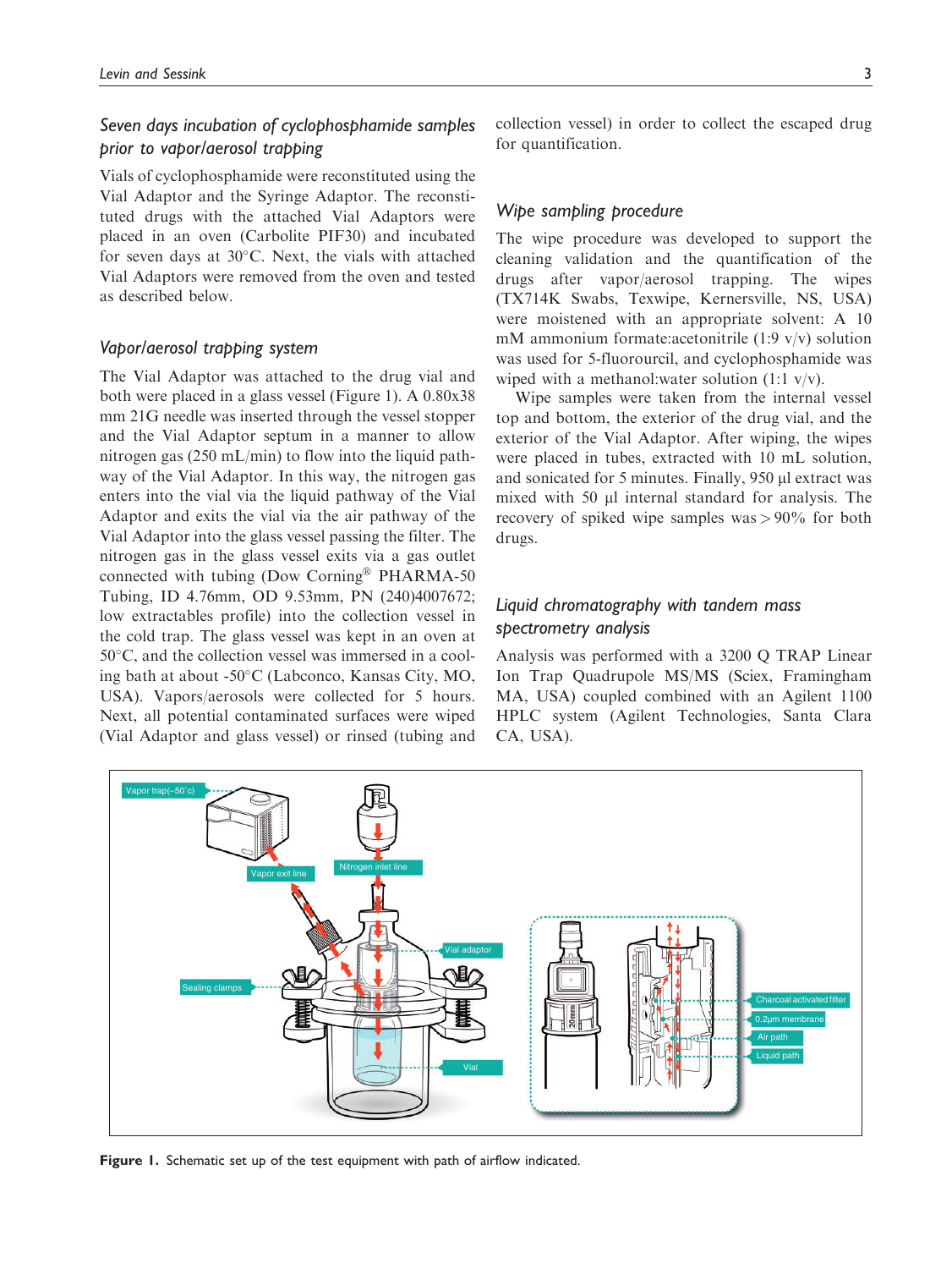### Seven days incubation of cyclophosphamide samples prior to vapor/aerosol trapping

Vials of cyclophosphamide were reconstituted using the Vial Adaptor and the Syringe Adaptor. The reconstituted drugs with the attached Vial Adaptors were placed in an oven (Carbolite PIF30) and incubated for seven days at 30°C. Next, the vials with attached Vial Adaptors were removed from the oven and tested as described below.

### Vapor/aerosol trapping system

The Vial Adaptor was attached to the drug vial and both were placed in a glass vessel (Figure 1). A 0.80x38 mm 21G needle was inserted through the vessel stopper and the Vial Adaptor septum in a manner to allow nitrogen gas (250 mL/min) to flow into the liquid pathway of the Vial Adaptor. In this way, the nitrogen gas enters into the vial via the liquid pathway of the Vial Adaptor and exits the vial via the air pathway of the Vial Adaptor into the glass vessel passing the filter. The nitrogen gas in the glass vessel exits via a gas outlet connected with tubing (Dow Corning® PHARMA-50 Tubing, ID 4.76mm, OD 9.53mm, PN (240)4007672; low extractables profile) into the collection vessel in the cold trap. The glass vessel was kept in an oven at 50°C, and the collection vessel was immersed in a cooling bath at about -50°C (Labconco, Kansas City, MO, USA). Vapors/aerosols were collected for 5 hours. Next, all potential contaminated surfaces were wiped (Vial Adaptor and glass vessel) or rinsed (tubing and collection vessel) in order to collect the escaped drug for quantification.

### Wipe sampling procedure

The wipe procedure was developed to support the cleaning validation and the quantification of the drugs after vapor/aerosol trapping. The wipes (TX714K Swabs, Texwipe, Kernersville, NS, USA) were moistened with an appropriate solvent: A 10 mM ammonium formate:acetonitrile (1:9 v/v) solution was used for 5-fluorourcil, and cyclophosphamide was wiped with a methanol:water solution (1:1 v/v).

Wipe samples were taken from the internal vessel top and bottom, the exterior of the drug vial, and the exterior of the Vial Adaptor. After wiping, the wipes were placed in tubes, extracted with 10 mL solution, and sonicated for 5 minutes. Finally, 950 µl extract was mixed with 50 µl internal standard for analysis. The recovery of spiked wipe samples was > 90% for both drugs.

### Liquid chromatography with tandem mass spectrometry analysis

Analysis was performed with a 3200 Q TRAP Linear Ion Trap Quadrupole MS/MS (Sciex, Framingham MA, USA) coupled combined with an Agilent 1100 HPLC system (Agilent Technologies, Santa Clara CA, USA).

**Figure 1.** Schematic set up of the test equipment with path of airflow indicated.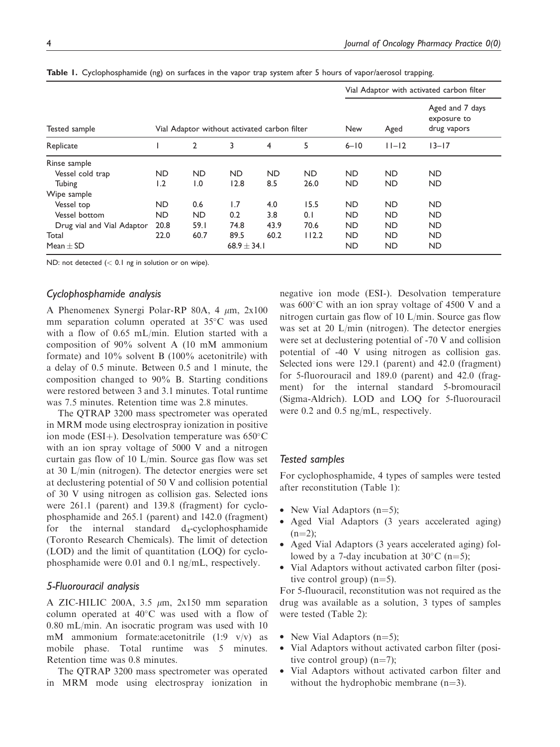**Table 1.** Cyclophosphamide (ng) on surfaces in the vapor trap system after 5 hours of vapor/aerosol trapping.

| Tested sample | Vial Adaptor without activated carbon filter | | | | | Vial Adaptor with activated carbon filter | | |
|---|---|---|---|---|---|---|---|---|
| | | | | | | New | Aged | Aged and 7 days exposure to drug vapors |
| Replicate | 1 | 2 | 3 | 4 | 5 | 6–10 | 11–12 | 13–17 |
| Rinse sample | | | | | | | | |
| Vessel cold trap | ND | ND | ND | ND | ND | ND | ND | ND |
| Tubing | 1.2 | 1.0 | 12.8 | 8.5 | 26.0 | ND | ND | ND |
| Wipe sample | | | | | | | | |
| Vessel top | ND | 0.6 | 1.7 | 4.0 | 15.5 | ND | ND | ND |
| Vessel bottom | ND | ND | 0.2 | 3.8 | 0.1 | ND | ND | ND |
| Drug vial and Vial Adaptor | 20.8 | 59.1 | 74.8 | 43.9 | 70.6 | ND | ND | ND |
| Total | 22.0 | 60.7 | 89.5 | 60.2 | 112.2 | ND | ND | ND |
| Mean ± SD | | | 68.9 ± 34.1 | | | ND | ND | ND |

ND: not detected (< 0.1 ng in solution or on wipe).

### Cyclophosphamide analysis

A Phenomenex Synergi Polar-RP 80A, 4 $\mu$m, 2x100 mm separation column operated at 35°C was used with a flow of 0.65 mL/min. Elution started with a composition of 90% solvent A (10 mM ammonium formate) and 10% solvent B (100% acetonitrile) with a delay of 0.5 minute. Between 0.5 and 1 minute, the composition changed to 90% B. Starting conditions were restored between 3 and 3.1 minutes. Total runtime was 7.5 minutes. Retention time was 2.8 minutes.

The QTRAP 3200 mass spectrometer was operated in MRM mode using electrospray ionization in positive ion mode (ESI+). Desolvation temperature was 650°C with an ion spray voltage of 5000 V and a nitrogen curtain gas flow of 10 L/min. Source gas flow was set at 30 L/min (nitrogen). The detector energies were set at declustering potential of 50 V and collision potential of 30 V using nitrogen as collision gas. Selected ions were 261.1 (parent) and 139.8 (fragment) for cyclophosphamide and 265.1 (parent) and 142.0 (fragment) for the internal standard $d_4$-cyclophosphamide (Toronto Research Chemicals). The limit of detection (LOD) and the limit of quantitation (LOQ) for cyclophosphamide were 0.01 and 0.1 ng/mL, respectively.

### 5-Fluorouracil analysis

A ZIC-HILIC 200A, 3.5 $\mu$m, 2x150 mm separation column operated at 40°C was used with a flow of 0.80 mL/min. An isocratic program was used with 10 mM ammonium formate:acetonitrile (1:9 v/v) as mobile phase. Total runtime was 5 minutes. Retention time was 0.8 minutes.

The QTRAP 3200 mass spectrometer was operated in MRM mode using electrospray ionization in negative ion mode (ESI-). Desolvation temperature was 600°C with an ion spray voltage of 4500 V and a nitrogen curtain gas flow of 10 L/min. Source gas flow was set at 20 L/min (nitrogen). The detector energies were set at declustering potential of -70 V and collision potential of -40 V using nitrogen as collision gas. Selected ions were 129.1 (parent) and 42.0 (fragment) for 5-fluorouracil and 189.0 (parent) and 42.0 (fragment) for the internal standard 5-bromouracil (Sigma-Aldrich). LOD and LOQ for 5-fluorouracil were 0.2 and 0.5 ng/mL, respectively.

### Tested samples

For cyclophosphamide, 4 types of samples were tested after reconstitution (Table 1):

- New Vial Adaptors (n=5);
- Aged Vial Adaptors (3 years accelerated aging) (n=2);
- Aged Vial Adaptors (3 years accelerated aging) followed by a 7-day incubation at 30°C (n=5);
- Vial Adaptors without activated carbon filter (positive control group) (n=5).

For 5-fluouracil, reconstitution was not required as the drug was available as a solution, 3 types of samples were tested (Table 2):

- New Vial Adaptors (n=5);
- Vial Adaptors without activated carbon filter (positive control group) (n=7);
- Vial Adaptors without activated carbon filter and without the hydrophobic membrane (n=3).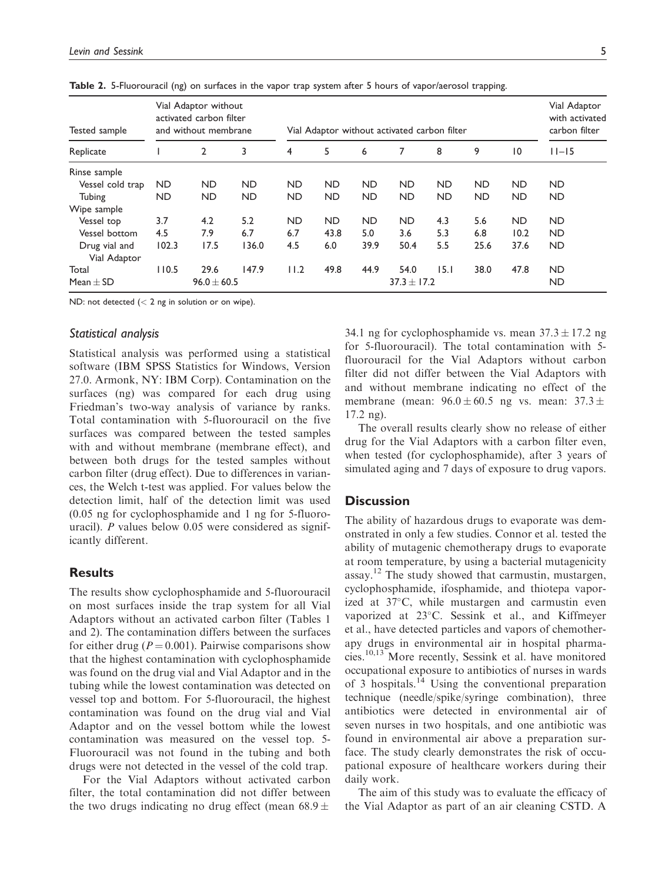**Table 2.** 5-Fluorouracil (ng) on surfaces in the vapor trap system after 5 hours of vapor/aerosol trapping.

| Tested sample | Vial Adaptor without activated carbon filter and without membrane | | | Vial Adaptor without activated carbon filter | | | | | | | Vial Adaptor with activated carbon filter |
|---|---|---|---|---|---|---|---|---|---|---|---|
| Replicate | 1 | 2 | 3 | 4 | 5 | 6 | 7 | 8 | 9 | 10 | 11–15 |
| Rinse sample | | | | | | | | | | | |
| Vessel cold trap | ND | ND | ND | ND | ND | ND | ND | ND | ND | ND | ND |
| Tubing | ND | ND | ND | ND | ND | ND | ND | ND | ND | ND | ND |
| Wipe sample | | | | | | | | | | | |
| Vessel top | 3.7 | 4.2 | 5.2 | ND | ND | ND | ND | 4.3 | 5.6 | ND | ND |
| Vessel bottom | 4.5 | 7.9 | 6.7 | 6.7 | 43.8 | 5.0 | 3.6 | 5.3 | 6.8 | 10.2 | ND |
| Drug vial and Vial Adaptor | 102.3 | 17.5 | 136.0 | 4.5 | 6.0 | 39.9 | 50.4 | 5.5 | 25.6 | 37.6 | ND |
| Total | 110.5 | 29.6 | 147.9 | 11.2 | 49.8 | 44.9 | 54.0 | 15.1 | 38.0 | 47.8 | ND |
| Mean ± SD | | 96.0 ± 60.5 | | | | | 37.3 ± 17.2 | | | | ND |

ND: not detected (< 2 ng in solution or on wipe).

### *Statistical analysis*

Statistical analysis was performed using a statistical software (IBM SPSS Statistics for Windows, Version 27.0. Armonk, NY: IBM Corp). Contamination on the surfaces (ng) was compared for each drug using Friedman's two-way analysis of variance by ranks. Total contamination with 5-fluorouracil on the five surfaces was compared between the tested samples with and without membrane (membrane effect), and between both drugs for the tested samples without carbon filter (drug effect). Due to differences in variances, the Welch t-test was applied. For values below the detection limit, half of the detection limit was used (0.05 ng for cyclophosphamide and 1 ng for 5-fluorouracil). *P* values below 0.05 were considered as significantly different.

## Results

The results show cyclophosphamide and 5-fluorouracil on most surfaces inside the trap system for all Vial Adaptors without an activated carbon filter (Tables 1 and 2). The contamination differs between the surfaces for either drug ($P = 0.001$). Pairwise comparisons show that the highest contamination with cyclophosphamide was found on the drug vial and Vial Adaptor and in the tubing while the lowest contamination was detected on vessel top and bottom. For 5-fluorouracil, the highest contamination was found on the drug vial and Vial Adaptor and on the vessel bottom while the lowest contamination was measured on the vessel top. 5-Fluorouracil was not found in the tubing and both drugs were not detected in the vessel of the cold trap.

For the Vial Adaptors without activated carbon filter, the total contamination did not differ between the two drugs indicating no drug effect (mean $68.9 \pm 34.1$ ng for cyclophosphamide vs. mean $37.3 \pm 17.2$ ng for 5-fluorouracil). The total contamination with 5-fluorouracil for the Vial Adaptors without carbon filter did not differ between the Vial Adaptors with and without membrane indicating no effect of the membrane (mean: $96.0 \pm 60.5$ ng vs. mean: $37.3 \pm 17.2$ ng).

The overall results clearly show no release of either drug for the Vial Adaptors with a carbon filter even, when tested (for cyclophosphamide), after 3 years of simulated aging and 7 days of exposure to drug vapors.

## Discussion

The ability of hazardous drugs to evaporate was demonstrated in only a few studies. Connor et al. tested the ability of mutagenic chemotherapy drugs to evaporate at room temperature, by using a bacterial mutagenicity assay.[12] The study showed that carmustin, mustargen, cyclophosphamide, ifosphamide, and thiotepa vaporized at 37°C, while mustargen and carmustin even vaporized at 23°C. Sessink et al., and Kiffmeyer et al., have detected particles and vapors of chemotherapy drugs in environmental air in hospital pharmacies.[10,13] More recently, Sessink et al. have monitored occupational exposure to antibiotics of nurses in wards of 3 hospitals.[14] Using the conventional preparation technique (needle/spike/syringe combination), three antibiotics were detected in environmental air of seven nurses in two hospitals, and one antibiotic was found in environmental air above a preparation surface. The study clearly demonstrates the risk of occupational exposure of healthcare workers during their daily work.

The aim of this study was to evaluate the efficacy of the Vial Adaptor as part of an air cleaning CSTD. A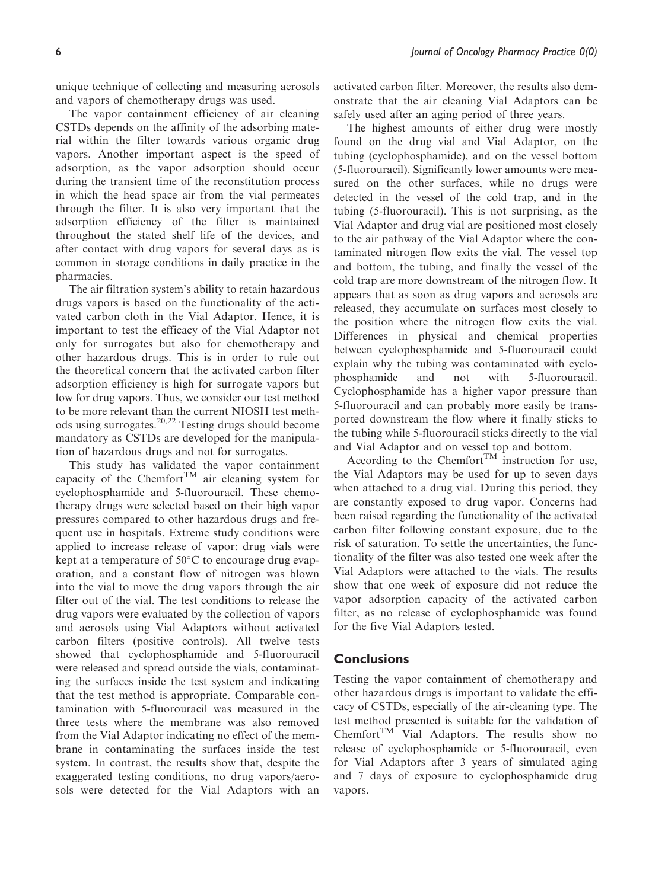unique technique of collecting and measuring aerosols and vapors of chemotherapy drugs was used.

The vapor containment efficiency of air cleaning CSTDs depends on the affinity of the adsorbing material within the filter towards various organic drug vapors. Another important aspect is the speed of adsorption, as the vapor adsorption should occur during the transient time of the reconstitution process in which the head space air from the vial permeates through the filter. It is also very important that the adsorption efficiency of the filter is maintained throughout the stated shelf life of the devices, and after contact with drug vapors for several days as is common in storage conditions in daily practice in the pharmacies.

The air filtration system's ability to retain hazardous drugs vapors is based on the functionality of the activated carbon cloth in the Vial Adaptor. Hence, it is important to test the efficacy of the Vial Adaptor not only for surrogates but also for chemotherapy and other hazardous drugs. This is in order to rule out the theoretical concern that the activated carbon filter adsorption efficiency is high for surrogate vapors but low for drug vapors. Thus, we consider our test method to be more relevant than the current NIOSH test methods using surrogates.[20,22] Testing drugs should become mandatory as CSTDs are developed for the manipulation of hazardous drugs and not for surrogates.

This study has validated the vapor containment capacity of the Chemfort™ air cleaning system for cyclophosphamide and 5-fluorouracil. These chemotherapy drugs were selected based on their high vapor pressures compared to other hazardous drugs and frequent use in hospitals. Extreme study conditions were applied to increase release of vapor: drug vials were kept at a temperature of 50°C to encourage drug evaporation, and a constant flow of nitrogen was blown into the vial to move the drug vapors through the air filter out of the vial. The test conditions to release the drug vapors were evaluated by the collection of vapors and aerosols using Vial Adaptors without activated carbon filters (positive controls). All twelve tests showed that cyclophosphamide and 5-fluorouracil were released and spread outside the vials, contaminating the surfaces inside the test system and indicating that the test method is appropriate. Comparable contamination with 5-fluorouracil was measured in the three tests where the membrane was also removed from the Vial Adaptor indicating no effect of the membrane in contaminating the surfaces inside the test system. In contrast, the results show that, despite the exaggerated testing conditions, no drug vapors/aerosols were detected for the Vial Adaptors with an activated carbon filter. Moreover, the results also demonstrate that the air cleaning Vial Adaptors can be safely used after an aging period of three years.

The highest amounts of either drug were mostly found on the drug vial and Vial Adaptor, on the tubing (cyclophosphamide), and on the vessel bottom (5-fluorouracil). Significantly lower amounts were measured on the other surfaces, while no drugs were detected in the vessel of the cold trap, and in the tubing (5-fluorouracil). This is not surprising, as the Vial Adaptor and drug vial are positioned most closely to the air pathway of the Vial Adaptor where the contaminated nitrogen flow exits the vial. The vessel top and bottom, the tubing, and finally the vessel of the cold trap are more downstream of the nitrogen flow. It appears that as soon as drug vapors and aerosols are released, they accumulate on surfaces most closely to the position where the nitrogen flow exits the vial. Differences in physical and chemical properties between cyclophosphamide and 5-fluorouracil could explain why the tubing was contaminated with cyclophosphamide and not with 5-fluorouracil. Cyclophosphamide has a higher vapor pressure than 5-fluorouracil and can probably more easily be transported downstream the flow where it finally sticks to the tubing while 5-fluorouracil sticks directly to the vial and Vial Adaptor and on vessel top and bottom.

According to the Chemfort™ instruction for use, the Vial Adaptors may be used for up to seven days when attached to a drug vial. During this period, they are constantly exposed to drug vapor. Concerns had been raised regarding the functionality of the activated carbon filter following constant exposure, due to the risk of saturation. To settle the uncertainties, the functionality of the filter was also tested one week after the Vial Adaptors were attached to the vials. The results show that one week of exposure did not reduce the vapor adsorption capacity of the activated carbon filter, as no release of cyclophosphamide was found for the five Vial Adaptors tested.

## Conclusions

Testing the vapor containment of chemotherapy and other hazardous drugs is important to validate the efficacy of CSTDs, especially of the air-cleaning type. The test method presented is suitable for the validation of Chemfort™ Vial Adaptors. The results show no release of cyclophosphamide or 5-fluorouracil, even for Vial Adaptors after 3 years of simulated aging and 7 days of exposure to cyclophosphamide drug vapors.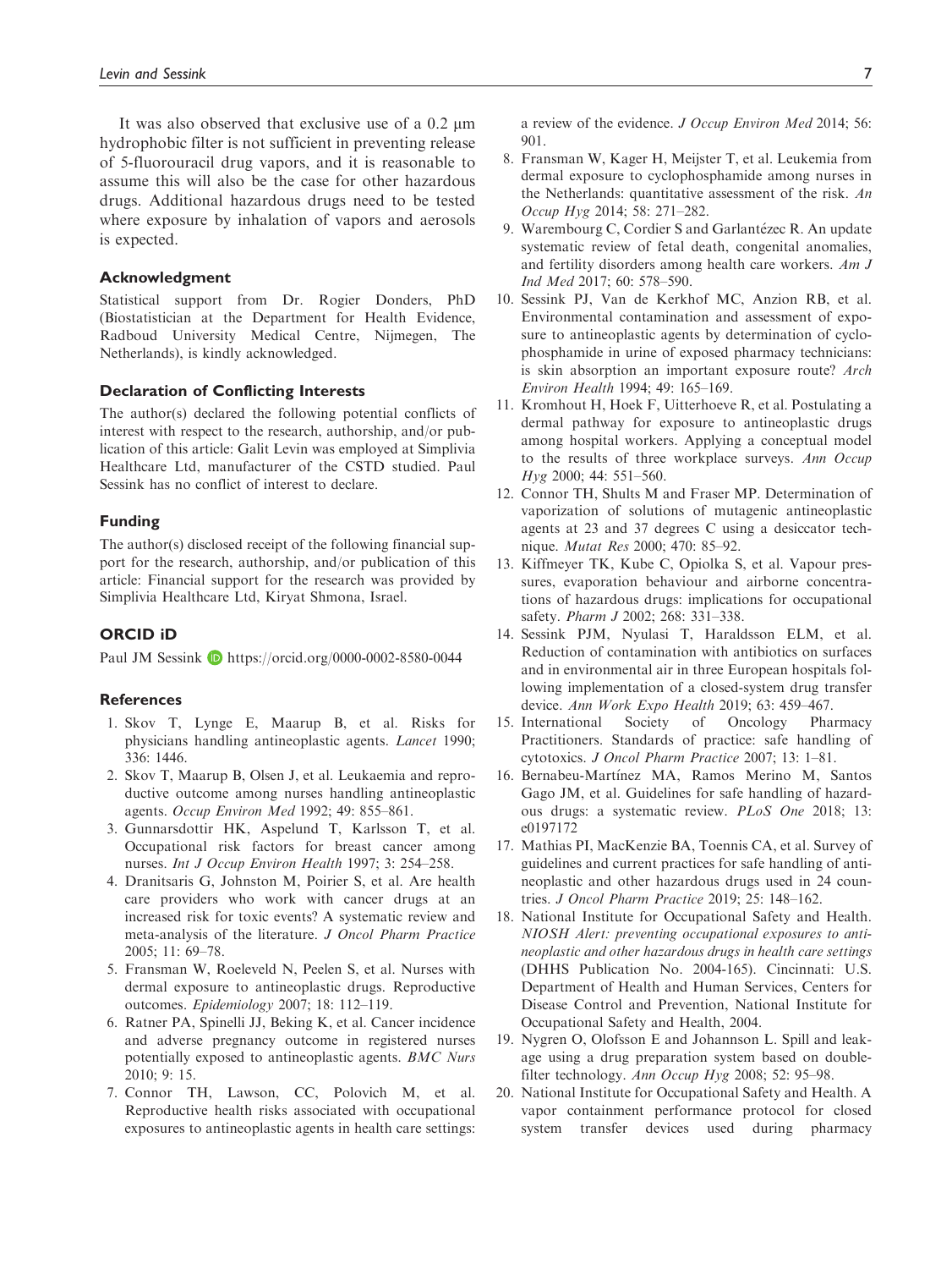It was also observed that exclusive use of a 0.2 µm hydrophobic filter is not sufficient in preventing release of 5-fluorouracil drug vapors, and it is reasonable to assume this will also be the case for other hazardous drugs. Additional hazardous drugs need to be tested where exposure by inhalation of vapors and aerosols is expected.

## Acknowledgment

Statistical support from Dr. Rogier Donders, PhD (Biostatistician at the Department for Health Evidence, Radboud University Medical Centre, Nijmegen, The Netherlands), is kindly acknowledged.

## Declaration of Conflicting Interests

The author(s) declared the following potential conflicts of interest with respect to the research, authorship, and/or publication of this article: Galit Levin was employed at Simplivia Healthcare Ltd, manufacturer of the CSTD studied. Paul Sessink has no conflict of interest to declare.

## Funding

The author(s) disclosed receipt of the following financial support for the research, authorship, and/or publication of this article: Financial support for the research was provided by Simplivia Healthcare Ltd, Kiryat Shmona, Israel.

## ORCID iD

Paul JM Sessink https://orcid.org/0000-0002-8580-0044

## References

1. Skov T, Lynge E, Maarup B, et al. Risks for physicians handling antineoplastic agents. *Lancet* 1990; 336: 1446.
2. Skov T, Maarup B, Olsen J, et al. Leukaemia and reproductive outcome among nurses handling antineoplastic agents. *Occup Environ Med* 1992; 49: 855–861.
3. Gunnarsdottir HK, Aspelund T, Karlsson T, et al. Occupational risk factors for breast cancer among nurses. *Int J Occup Environ Health* 1997; 3: 254–258.
4. Dranitsaris G, Johnston M, Poirier S, et al. Are health care providers who work with cancer drugs at an increased risk for toxic events? A systematic review and meta-analysis of the literature. *J Oncol Pharm Practice* 2005; 11: 69–78.
5. Fransman W, Roeleveld N, Peelen S, et al. Nurses with dermal exposure to antineoplastic drugs. Reproductive outcomes. *Epidemiology* 2007; 18: 112–119.
6. Ratner PA, Spinelli JJ, Beking K, et al. Cancer incidence and adverse pregnancy outcome in registered nurses potentially exposed to antineoplastic agents. *BMC Nurs* 2010; 9: 15.
7. Connor TH, Lawson, CC, Polovich M, et al. Reproductive health risks associated with occupational exposures to antineoplastic agents in health care settings: a review of the evidence. *J Occup Environ Med* 2014; 56: 901.
8. Fransman W, Kager H, Meijster T, et al. Leukemia from dermal exposure to cyclophosphamide among nurses in the Netherlands: quantitative assessment of the risk. *An Occup Hyg* 2014; 58: 271–282.
9. Warembourg C, Cordier S and Garlantézec R. An update systematic review of fetal death, congenital anomalies, and fertility disorders among health care workers. *Am J Ind Med* 2017; 60: 578–590.
10. Sessink PJ, Van de Kerkhof MC, Anzion RB, et al. Environmental contamination and assessment of exposure to antineoplastic agents by determination of cyclophosphamide in urine of exposed pharmacy technicians: is skin absorption an important exposure route? *Arch Environ Health* 1994; 49: 165–169.
11. Kromhout H, Hoek F, Uitterhoeve R, et al. Postulating a dermal pathway for exposure to antineoplastic drugs among hospital workers. Applying a conceptual model to the results of three workplace surveys. *Ann Occup Hyg* 2000; 44: 551–560.
12. Connor TH, Shults M and Fraser MP. Determination of vaporization of solutions of mutagenic antineoplastic agents at 23 and 37 degrees C using a desiccator technique. *Mutat Res* 2000; 470: 85–92.
13. Kiffmeyer TK, Kube C, Opiolka S, et al. Vapour pressures, evaporation behaviour and airborne concentrations of hazardous drugs: implications for occupational safety. *Pharm J* 2002; 268: 331–338.
14. Sessink PJM, Nyulasi T, Haraldsson ELM, et al. Reduction of contamination with antibiotics on surfaces and in environmental air in three European hospitals following implementation of a closed-system drug transfer device. *Ann Work Expo Health* 2019; 63: 459–467.
15. International Society of Oncology Pharmacy Practitioners. Standards of practice: safe handling of cytotoxics. *J Oncol Pharm Practice* 2007; 13: 1–81.
16. Bernabeu-Martínez MA, Ramos Merino M, Santos Gago JM, et al. Guidelines for safe handling of hazardous drugs: a systematic review. *PLoS One* 2018; 13: e0197172
17. Mathias PI, MacKenzie BA, Toennis CA, et al. Survey of guidelines and current practices for safe handling of antineoplastic and other hazardous drugs used in 24 countries. *J Oncol Pharm Practice* 2019; 25: 148–162.
18. National Institute for Occupational Safety and Health. *NIOSH Alert: preventing occupational exposures to antineoplastic and other hazardous drugs in health care settings* (DHHS Publication No. 2004-165). Cincinnati: U.S. Department of Health and Human Services, Centers for Disease Control and Prevention, National Institute for Occupational Safety and Health, 2004.
19. Nygren O, Olofsson E and Johannson L. Spill and leakage using a drug preparation system based on double-filter technology. *Ann Occup Hyg* 2008; 52: 95–98.
20. National Institute for Occupational Safety and Health. A vapor containment performance protocol for closed system transfer devices used during pharmacy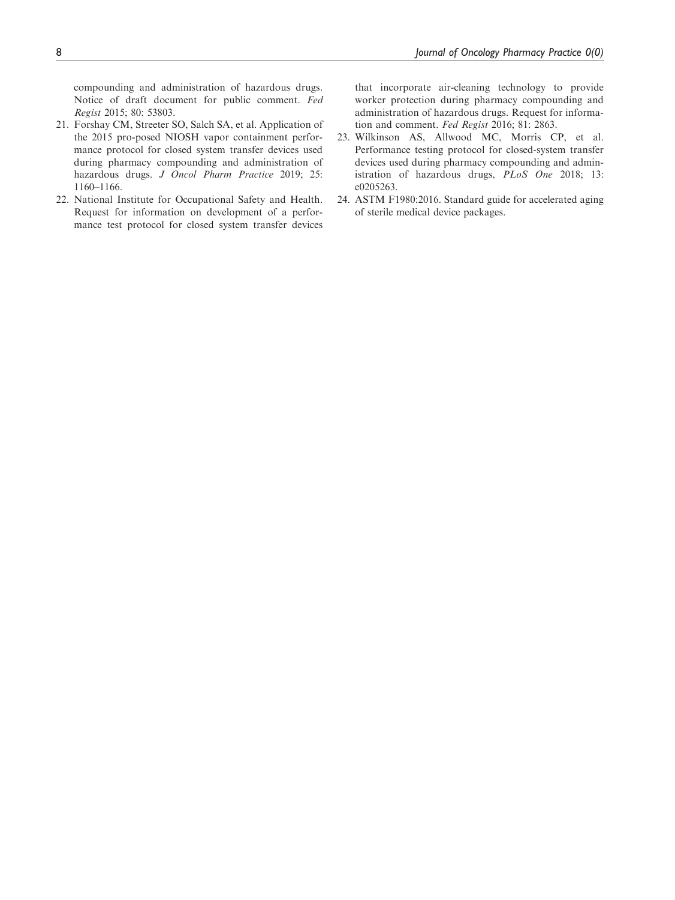compounding and administration of hazardous drugs. Notice of draft document for public comment. *Fed Regist* 2015; 80: 53803.

21. Forshay CM, Streeter SO, Salch SA, et al. Application of the 2015 pro-posed NIOSH vapor containment performance protocol for closed system transfer devices used during pharmacy compounding and administration of hazardous drugs. *J Oncol Pharm Practice* 2019; 25: 1160–1166.
22. National Institute for Occupational Safety and Health. Request for information on development of a performance test protocol for closed system transfer devices that incorporate air-cleaning technology to provide worker protection during pharmacy compounding and administration of hazardous drugs. Request for information and comment. *Fed Regist* 2016; 81: 2863.
23. Wilkinson AS, Allwood MC, Morris CP, et al. Performance testing protocol for closed-system transfer devices used during pharmacy compounding and administration of hazardous drugs, *PLoS One* 2018; 13: e0205263.
24. ASTM F1980:2016. Standard guide for accelerated aging of sterile medical device packages.